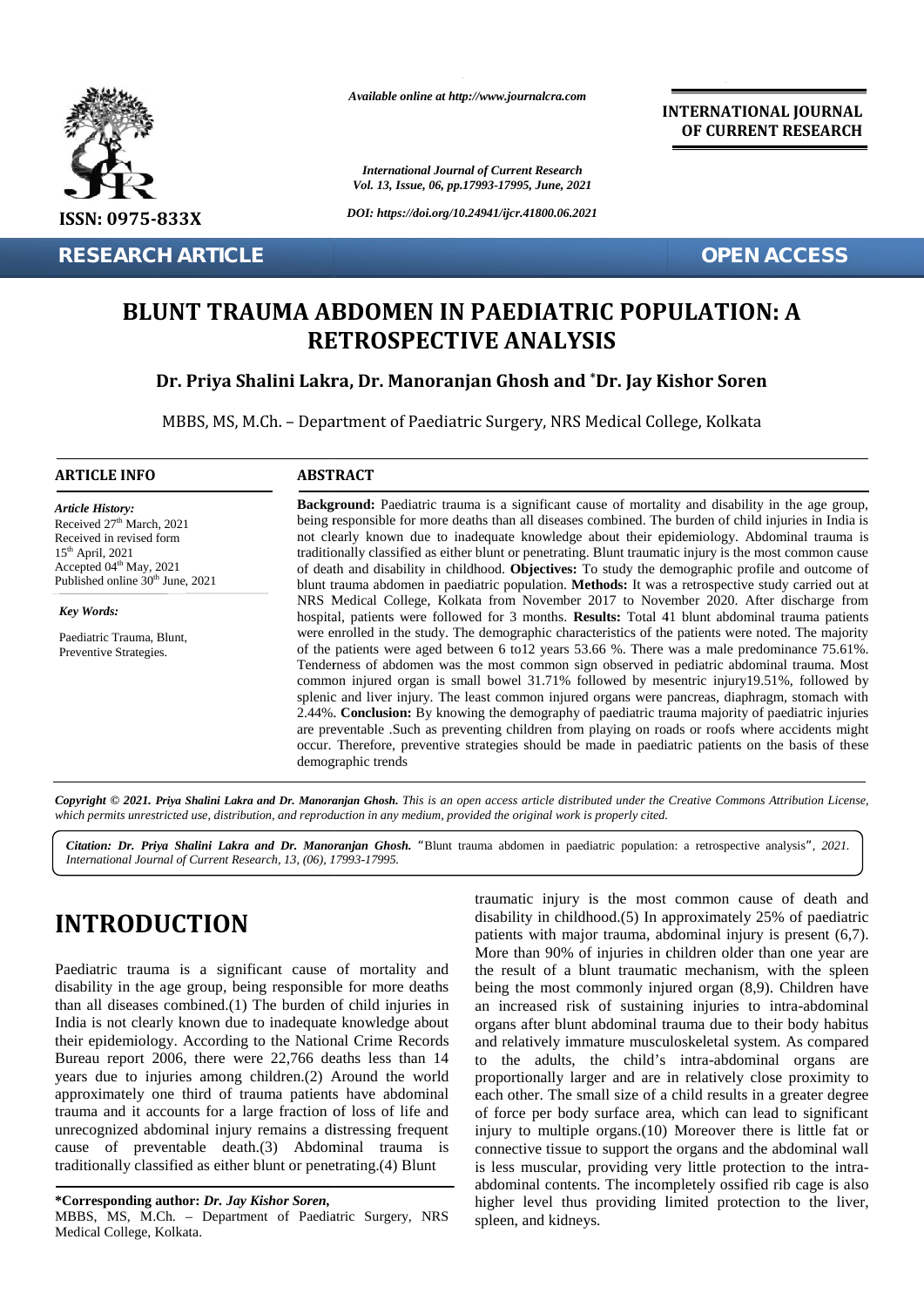Available online at http://www.journalcra.com

International Journal of Current Research
Vol. 13, Issue, 06, pp.17993-17995, June, 2021

DOI: https://doi.org/10.24941/ijcr.41800.06.2021

**INTERNATIONAL JOURNAL OF CURRENT RESEARCH**

ISSN: 0975-833X

**RESEARCH ARTICLE** **OPEN ACCESS**

# BLUNT TRAUMA ABDOMEN IN PAEDIATRIC POPULATION: A RETROSPECTIVE ANALYSIS

**Dr. Priya Shalini Lakra, Dr. Manoranjan Ghosh and *Dr. Jay Kishor Soren**

MBBS, MS, M.Ch. – Department of Paediatric Surgery, NRS Medical College, Kolkata

## ARTICLE INFO

*Article History:*
Received 27th March, 2021
Received in revised form 15th April, 2021
Accepted 04th May, 2021
Published online 30th June, 2021

*Key Words:*
Paediatric Trauma, Blunt, Preventive Strategies.

## ABSTRACT

**Background:** Paediatric trauma is a significant cause of mortality and disability in the age group, being responsible for more deaths than all diseases combined. The burden of child injuries in India is not clearly known due to inadequate knowledge about their epidemiology. Abdominal trauma is traditionally classified as either blunt or penetrating. Blunt traumatic injury is the most common cause of death and disability in childhood. **Objectives:** To study the demographic profile and outcome of blunt trauma abdomen in paediatric population. **Methods:** It was a retrospective study carried out at NRS Medical College, Kolkata from November 2017 to November 2020. After discharge from hospital, patients were followed for 3 months. **Results:** Total 41 blunt abdominal trauma patients were enrolled in the study. The demographic characteristics of the patients were noted. The majority of the patients were aged between 6 to12 years 53.66 %. There was a male predominance 75.61%. Tenderness of abdomen was the most common sign observed in pediatric abdominal trauma. Most common injured organ is small bowel 31.71% followed by mesentric injury19.51%, followed by splenic and liver injury. The least common injured organs were pancreas, diaphragm, stomach with 2.44%. **Conclusion:** By knowing the demography of paediatric trauma majority of paediatric injuries are preventable .Such as preventing children from playing on roads or roofs where accidents might occur. Therefore, preventive strategies should be made in paediatric patients on the basis of these demographic trends

*Copyright © 2021. Priya Shalini Lakra and Dr. Manoranjan Ghosh. This is an open access article distributed under the Creative Commons Attribution License, which permits unrestricted use, distribution, and reproduction in any medium, provided the original work is properly cited.*

*Citation: Dr. Priya Shalini Lakra and Dr. Manoranjan Ghosh.* "Blunt trauma abdomen in paediatric population: a retrospective analysis", *2021. International Journal of Current Research, 13, (06), 17993-17995.*

# INTRODUCTION

Paediatric trauma is a significant cause of mortality and disability in the age group, being responsible for more deaths than all diseases combined.(1) The burden of child injuries in India is not clearly known due to inadequate knowledge about their epidemiology. According to the National Crime Records Bureau report 2006, there were 22,766 deaths less than 14 years due to injuries among children.(2) Around the world approximately one third of trauma patients have abdominal trauma and it accounts for a large fraction of loss of life and unrecognized abdominal injury remains a distressing frequent cause of preventable death.(3) Abdominal trauma is traditionally classified as either blunt or penetrating.(4) Blunt traumatic injury is the most common cause of death and disability in childhood.(5) In approximately 25% of paediatric patients with major trauma, abdominal injury is present (6,7). More than 90% of injuries in children older than one year are the result of a blunt traumatic mechanism, with the spleen being the most commonly injured organ (8,9). Children have an increased risk of sustaining injuries to intra-abdominal organs after blunt abdominal trauma due to their body habitus and relatively immature musculoskeletal system. As compared to the adults, the child's intra-abdominal organs are proportionally larger and are in relatively close proximity to each other. The small size of a child results in a greater degree of force per body surface area, which can lead to significant injury to multiple organs.(10) Moreover there is little fat or connective tissue to support the organs and the abdominal wall is less muscular, providing very little protection to the intra-abdominal contents. The incompletely ossified rib cage is also higher level thus providing limited protection to the liver, spleen, and kidneys.

**\*Corresponding author:** *Dr. Jay Kishor Soren,*
MBBS, MS, M.Ch. – Department of Paediatric Surgery, NRS Medical College, Kolkata.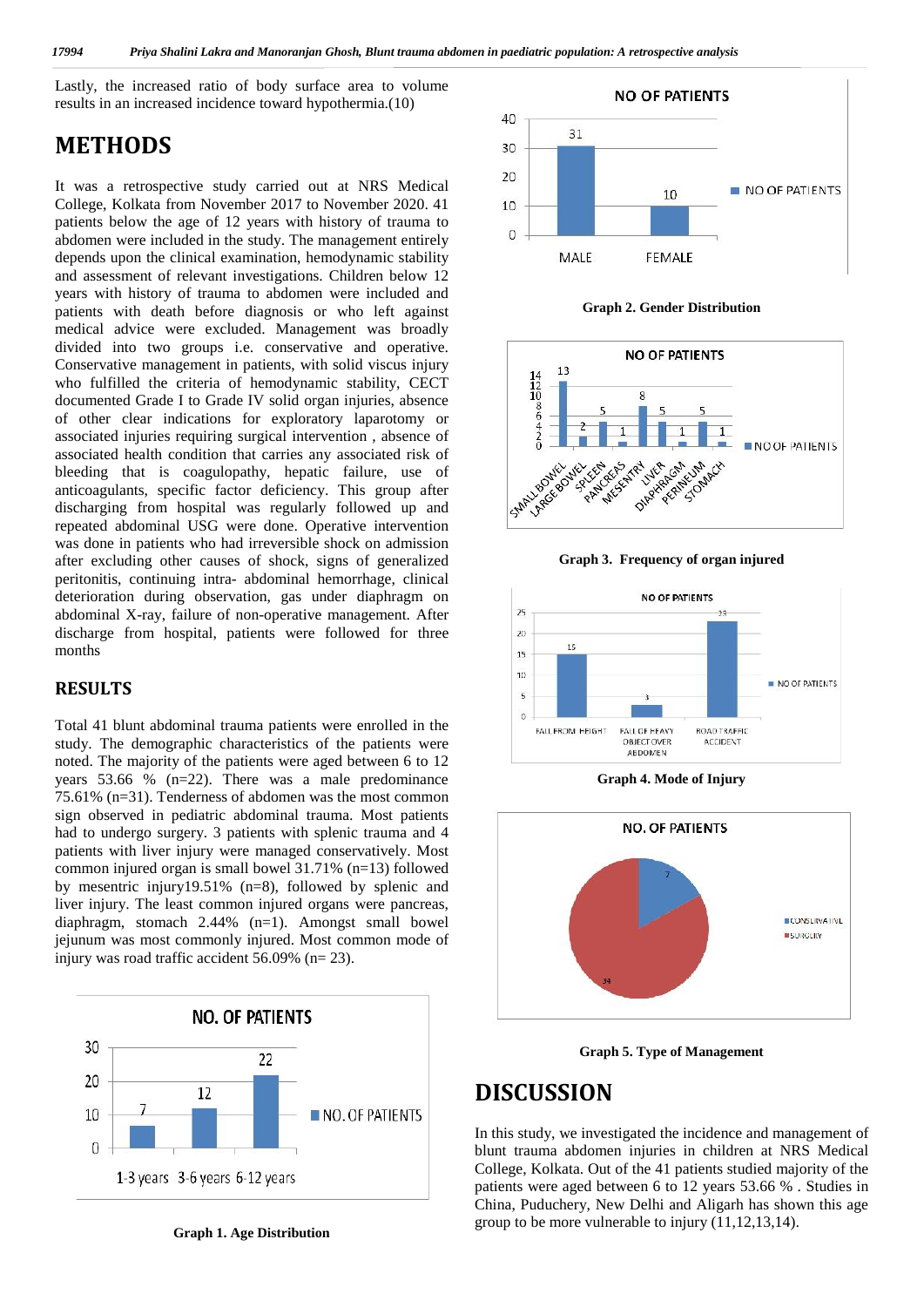Lastly, the increased ratio of body surface area to volume results in an increased incidence toward hypothermia.(10)

# METHODS

It was a retrospective study carried out at NRS Medical College, Kolkata from November 2017 to November 2020. 41 patients below the age of 12 years with history of trauma to abdomen were included in the study. The management entirely depends upon the clinical examination, hemodynamic stability and assessment of relevant investigations. Children below 12 years with history of trauma to abdomen were included and patients with death before diagnosis or who left against medical advice were excluded. Management was broadly divided into two groups i.e. conservative and operative. Conservative management in patients, with solid viscus injury who fulfilled the criteria of hemodynamic stability, CECT documented Grade I to Grade IV solid organ injuries, absence of other clear indications for exploratory laparotomy or associated injuries requiring surgical intervention , absence of associated health condition that carries any associated risk of bleeding that is coagulopathy, hepatic failure, use of anticoagulants, specific factor deficiency. This group after discharging from hospital was regularly followed up and repeated abdominal USG were done. Operative intervention was done in patients who had irreversible shock on admission after excluding other causes of shock, signs of generalized peritonitis, continuing intra- abdominal hemorrhage, clinical deterioration during observation, gas under diaphragm on abdominal X-ray, failure of non-operative management. After discharge from hospital, patients were followed for three months

## RESULTS

Total 41 blunt abdominal trauma patients were enrolled in the study. The demographic characteristics of the patients were noted. The majority of the patients were aged between 6 to 12 years 53.66 % (n=22). There was a male predominance 75.61% (n=31). Tenderness of abdomen was the most common sign observed in pediatric abdominal trauma. Most patients had to undergo surgery. 3 patients with splenic trauma and 4 patients with liver injury were managed conservatively. Most common injured organ is small bowel 31.71% (n=13) followed by mesentric injury19.51% (n=8), followed by splenic and liver injury. The least common injured organs were pancreas, diaphragm, stomach 2.44% (n=1). Amongst small bowel jejunum was most commonly injured. Most common mode of injury was road traffic accident 56.09% (n= 23).

NO. OF PATIENTS
30
20
10
0
7
12
22
1-3 years 3-6 years 6-12 years
NO. OF PATIENTS

**Graph 1. Age Distribution**

NO OF PATIENTS
40
30
20
10
0
31
10
MALE FEMALE
NO OF PATIENTS

**Graph 2. Gender Distribution**

NO OF PATIENTS
14
12
10
8
6
4
2
0
13 2 5 1 8 5 1 5 1
SMALLBOWEL LARGE BOWEL SPLEEN PANCREAS MESENTRY LIVER DIAPHRAGM PERINEUM STOMACH
NO OF PATIENTS

**Graph 3. Frequency of organ injured**

NO OF PATIENTS
25
20
15
10
5
0
15
3
23
FALL FROM HEIGHT
FALL OF HEAVY OBJECT OVER ABDOMEN
ROAD TRAFFIC ACCIDENT
NO OF PATIENTS

**Graph 4. Mode of Injury**

NO. OF PATIENTS
7
34
CONSERVATIVE
SURGERY

**Graph 5. Type of Management**

# DISCUSSION

In this study, we investigated the incidence and management of blunt trauma abdomen injuries in children at NRS Medical College, Kolkata. Out of the 41 patients studied majority of the patients were aged between 6 to 12 years 53.66 % . Studies in China, Puduchery, New Delhi and Aligarh has shown this age group to be more vulnerable to injury (11,12,13,14).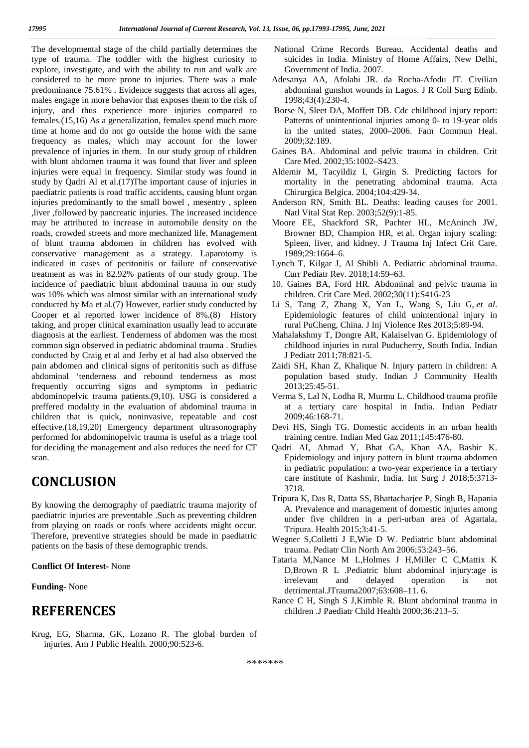The developmental stage of the child partially determines the type of trauma. The toddler with the highest curiosity to explore, investigate, and with the ability to run and walk are considered to be more prone to injuries. There was a male predominance 75.61% . Evidence suggests that across all ages, males engage in more behavior that exposes them to the risk of injury, and thus experience more injuries compared to females.(15,16) As a generalization, females spend much more time at home and do not go outside the home with the same frequency as males, which may account for the lower prevalence of injuries in them. In our study group of children with blunt abdomen trauma it was found that liver and spleen injuries were equal in frequency. Similar study was found in study by Qadri Al et al.(17)The important cause of injuries in paediatric patients is road traffic accidents, causing blunt organ injuries predominantly to the small bowel , mesentry , spleen ,liver ,followed by pancreatic injuries. The increased incidence may be attributed to increase in automobile density on the roads, crowded streets and more mechanized life. Management of blunt trauma abdomen in children has evolved with conservative management as a strategy. Laparotomy is indicated in cases of peritonitis or failure of conservative treatment as was in 82.92% patients of our study group. The incidence of paediatric blunt abdominal trauma in our study was 10% which was almost similar with an international study conducted by Ma et al.(7) However, earlier study conducted by Cooper et al reported lower incidence of 8%.(8) History taking, and proper clinical examination usually lead to accurate diagnosis at the earliest. Tenderness of abdomen was the most common sign observed in pediatric abdominal trauma . Studies conducted by Craig et al and Jerby et al had also observed the pain abdomen and clinical signs of peritonitis such as diffuse abdominal 'tenderness and rebound tenderness as most frequently occurring signs and symptoms in pediatric abdominopelvic trauma patients.(9,10). USG is considered a preffered modality in the evaluation of abdominal trauma in children that is quick, noninvasive, repeatable and cost effective.(18,19,20) Emergency department ultrasonography performed for abdominopelvic trauma is useful as a triage tool for deciding the management and also reduces the need for CT scan.

# CONCLUSION

By knowing the demography of paediatric trauma majority of paediatric injuries are preventable .Such as preventing children from playing on roads or roofs where accidents might occur. Therefore, preventive strategies should be made in paediatric patients on the basis of these demographic trends.

**Conflict Of Interest-** None

**Funding-** None

# REFERENCES

Krug, EG, Sharma, GK, Lozano R. The global burden of injuries. Am J Public Health. 2000;90:523-6.

National Crime Records Bureau. Accidental deaths and suicides in India. Ministry of Home Affairs, New Delhi, Government of India. 2007.

Adesanya AA, Afolabi JR. da Rocha-Afodu JT. Civilian abdominal gunshot wounds in Lagos. J R Coll Surg Edinb. 1998;43(4):230-4.

Borse N, Sleet DA, Moffett DB. Cdc childhood injury report: Patterns of unintentional injuries among 0- to 19-year olds in the united states, 2000–2006. Fam Commun Heal. 2009;32:189.

Gaines BA. Abdominal and pelvic trauma in children. Crit Care Med. 2002;35:1002–S423.

Aldemir M, Tacyildiz I, Girgin S. Predicting factors for mortality in the penetrating abdominal trauma. Acta Chirurgica Belgica. 2004;104:429-34.

Anderson RN, Smith BL. Deaths: leading causes for 2001. Natl Vital Stat Rep. 2003;52(9):1-85.

Moore EE, Shackford SR, Pachter HL, McAninch JW, Browner BD, Champion HR, et al. Organ injury scaling: Spleen, liver, and kidney. J Trauma Inj Infect Crit Care. 1989;29:1664–6.

Lynch T, Kilgar J, Al Shibli A. Pediatric abdominal trauma. Curr Pediatr Rev. 2018;14:59–63.

10. Gaines BA, Ford HR. Abdominal and pelvic trauma in children. Crit Care Med. 2002;30(11):S416-23

Li S, Tang Z, Zhang X, Yan L, Wang S, Liu G, *et al*. Epidemiologic features of child unintentional injury in rural PuCheng, China. J Inj Violence Res 2013;5:89-94.

Mahalakshmy T, Dongre AR, Kalaiselvan G. Epidemiology of childhood injuries in rural Puducherry, South India. Indian J Pediatr 2011;78:821-5.

Zaidi SH, Khan Z, Khalique N. Injury pattern in children: A population based study. Indian J Community Health 2013;25:45-51.

Verma S, Lal N, Lodha R, Murmu L. Childhood trauma profile at a tertiary care hospital in India. Indian Pediatr 2009;46:168-71.

Devi HS, Singh TG. Domestic accidents in an urban health training centre. Indian Med Gaz 2011;145:476-80.

Qadri AI, Ahmad Y, Bhat GA, Khan AA, Bashir K. Epidemiology and injury pattern in blunt trauma abdomen in pediatric population: a two-year experience in a tertiary care institute of Kashmir, India. Int Surg J 2018;5:3713-3718.

Tripura K, Das R, Datta SS, Bhattacharjee P, Singh B, Hapania A. Prevalence and management of domestic injuries among under five children in a peri-urban area of Agartala, Tripura. Health 2015;3:41-5.

Wegner S,Colletti J E,Wie D W. Pediatric blunt abdominal trauma. Pediatr Clin North Am 2006;53:243–56.

Tataria M,Nance M L,Holmes J H,Miller C C,Mattix K D,Brown R L .Pediatric blunt abdominal injury:age is irrelevant and delayed operation is not detrimental.JTrauma2007;63:608–11. 6.

Rance C H, Singh S J,Kimble R. Blunt abdominal trauma in children .J Paediatr Child Health 2000;36:213–5.

*******